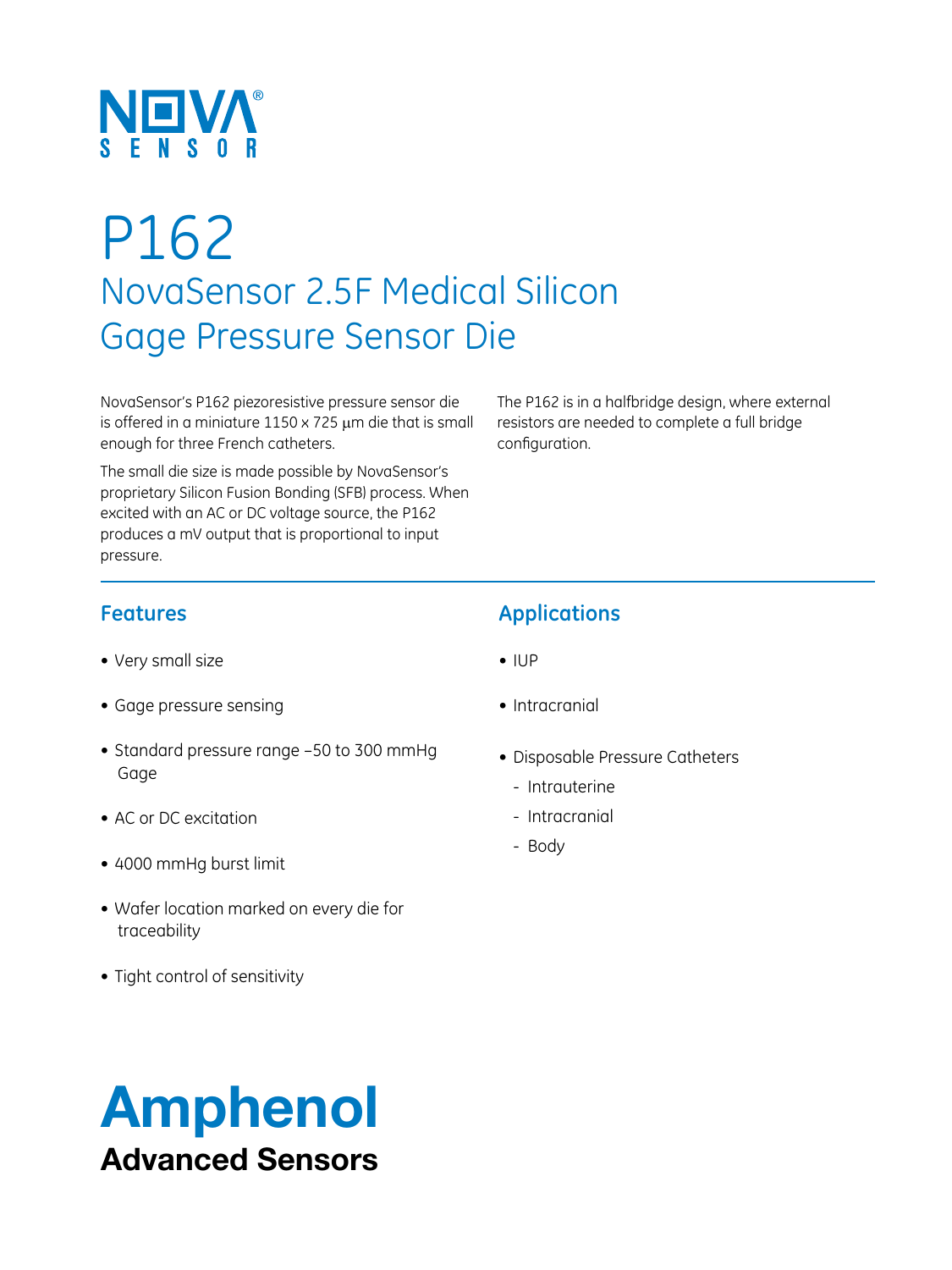NOVA® SENSOR

# P162

## NovaSensor 2.5F Medical Silicon Gage Pressure Sensor Die

NovaSensor's P162 piezoresistive pressure sensor die is offered in a miniature 1150 x 725 μm die that is small enough for three French catheters.

The small die size is made possible by NovaSensor's proprietary Silicon Fusion Bonding (SFB) process. When excited with an AC or DC voltage source, the P162 produces a mV output that is proportional to input pressure.

The P162 is in a halfbridge design, where external resistors are needed to complete a full bridge configuration.

### Features

- Very small size
- Gage pressure sensing
- Standard pressure range –50 to 300 mmHg Gage
- AC or DC excitation
- 4000 mmHg burst limit
- Wafer location marked on every die for traceability
- Tight control of sensitivity

### Applications

- IUP
- Intracranial
- Disposable Pressure Catheters
  - Intrauterine
  - Intracranial
  - Body

**Amphenol**
**Advanced Sensors**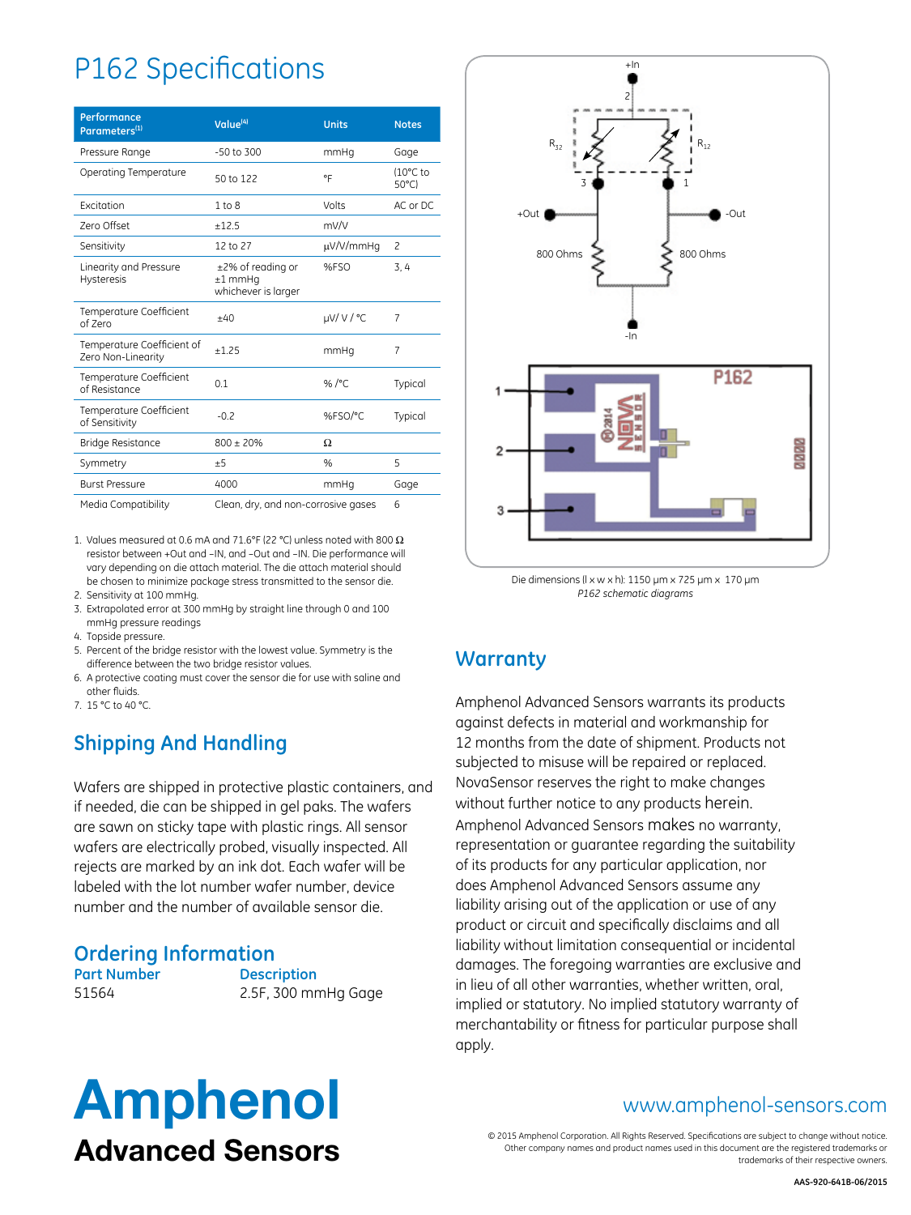# P162 Specifications

| Performance Parameters[1] | Value[4] | Units | Notes |
|---|---|---|---|
| Pressure Range | -50 to 300 | mmHg | Gage |
| Operating Temperature | 50 to 122 | °F | (10°C to 50°C) |
| Excitation | 1 to 8 | Volts | AC or DC |
| Zero Offset | ±12.5 | mV/V | |
| Sensitivity | 12 to 27 | µV/V/mmHg | 2 |
| Linearity and Pressure Hysteresis | ±2% of reading or ±1 mmHg whichever is larger | %FSO | 3, 4 |
| Temperature Coefficient of Zero | ±40 | µV/ V / °C | 7 |
| Temperature Coefficient of Zero Non-Linearity | ±1.25 | mmHg | 7 |
| Temperature Coefficient of Resistance | 0.1 | % /°C | Typical |
| Temperature Coefficient of Sensitivity | -0.2 | %FSO/°C | Typical |
| Bridge Resistance | 800 ± 20% | Ω | |
| Symmetry | ±5 | % | 5 |
| Burst Pressure | 4000 | mmHg | Gage |
| Media Compatibility | Clean, dry, and non-corrosive gases | | 6 |

1. Values measured at 0.6 mA and 71.6°F (22 °C) unless noted with 800 Ω resistor between +Out and –IN, and –Out and –IN. Die performance will vary depending on die attach material. The die attach material should be chosen to minimize package stress transmitted to the sensor die.
2. Sensitivity at 100 mmHg.
3. Extrapolated error at 300 mmHg by straight line through 0 and 100 mmHg pressure readings
4. Topside pressure.
5. Percent of the bridge resistor with the lowest value. Symmetry is the difference between the two bridge resistor values.
6. A protective cooting must cover the sensor die for use with saline and other fluids.
7. 15 °C to 40 °C.

+In
2
$R_{32}$
$R_{12}$
3
1
+Out
-Out
800 Ohms
800 Ohms
-In
P162
1
2
3

Die dimensions (l x w x h): 1150 µm x 725 µm x 170 µm

*P162 schematic diagrams*

## Shipping And Handling

Wafers are shipped in protective plastic containers, and if needed, die can be shipped in gel paks. The wafers are sawn on sticky tape with plastic rings. All sensor wafers are electrically probed, visually inspected. All rejects are marked by an ink dot. Each wafer will be labeled with the lot number wafer number, device number and the number of available sensor die.

## Ordering Information

| Part Number | Description |
|---|---|
| 51564 | 2.5F, 300 mmHg Gage |

## Warranty

Amphenol Advanced Sensors warrants its products against defects in material and workmanship for 12 months from the date of shipment. Products not subjected to misuse will be repaired or replaced. NovaSensor reserves the right to make changes without further notice to any products herein. Amphenol Advanced Sensors makes no warranty, representation or guarantee regarding the suitability of its products for any particular application, nor does Amphenol Advanced Sensors assume any liability arising out of the application or use of any product or circuit and specifically disclaims and all liability without limitation consequential or incidental damages. The foregoing warranties are exclusive and in lieu of all other warranties, whether written, oral, implied or statutory. No implied statutory warranty of merchantability or fitness for particular purpose shall apply.

**Amphenol**
**Advanced Sensors**

www.amphenol-sensors.com

© 2015 Amphenol Corporation. All Rights Reserved. Specifications are subject to change without notice. Other company names and product names used in this document are the registered trademarks or trademarks of their respective owners.

AAS-920-641B-06/2015